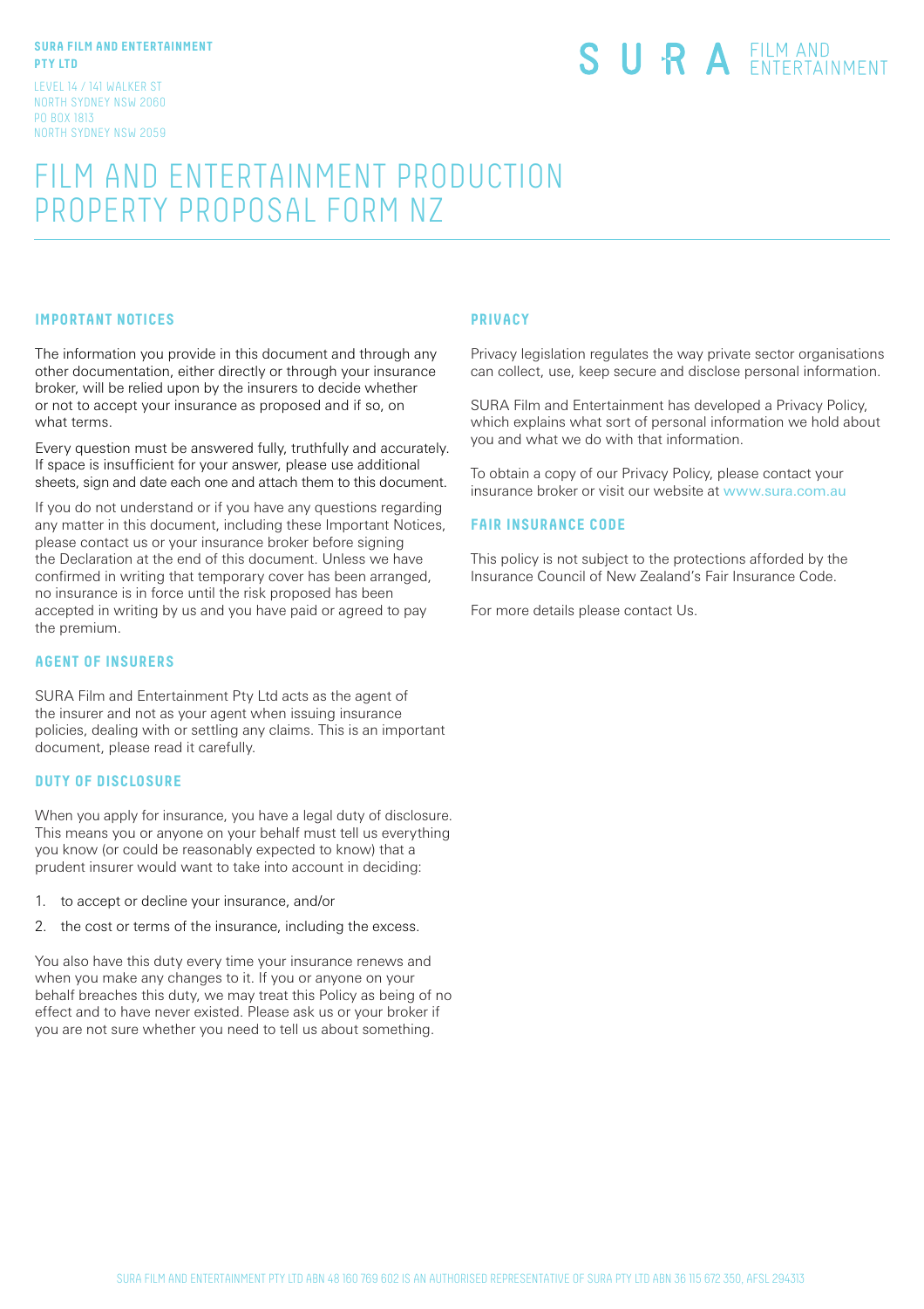**SURA FILM AND ENTERTAINMENT PTY LTD**

LEVEL 14 / 141 WALKER ST
NORTH SYDNEY NSW 2060
PO BOX 1813
NORTH SYDNEY NSW 2059

SURA FILM AND ENTERTAINMENT

# FILM AND ENTERTAINMENT PRODUCTION PROPERTY PROPOSAL FORM NZ

## IMPORTANT NOTICES

The information you provide in this document and through any other documentation, either directly or through your insurance broker, will be relied upon by the insurers to decide whether or not to accept your insurance as proposed and if so, on what terms.

Every question must be answered fully, truthfully and accurately. If space is insufficient for your answer, please use additional sheets, sign and date each one and attach them to this document.

If you do not understand or if you have any questions regarding any matter in this document, including these Important Notices, please contact us or your insurance broker before signing the Declaration at the end of this document. Unless we have confirmed in writing that temporary cover has been arranged, no insurance is in force until the risk proposed has been accepted in writing by us and you have paid or agreed to pay the premium.

## AGENT OF INSURERS

SURA Film and Entertainment Pty Ltd acts as the agent of the insurer and not as your agent when issuing insurance policies, dealing with or settling any claims. This is an important document, please read it carefully.

## DUTY OF DISCLOSURE

When you apply for insurance, you have a legal duty of disclosure. This means you or anyone on your behalf must tell us everything you know (or could be reasonably expected to know) that a prudent insurer would want to take into account in deciding:

1. to accept or decline your insurance, and/or
2. the cost or terms of the insurance, including the excess.

You also have this duty every time your insurance renews and when you make any changes to it. If you or anyone on your behalf breaches this duty, we may treat this Policy as being of no effect and to have never existed. Please ask us or your broker if you are not sure whether you need to tell us about something.

## PRIVACY

Privacy legislation regulates the way private sector organisations can collect, use, keep secure and disclose personal information.

SURA Film and Entertainment has developed a Privacy Policy, which explains what sort of personal information we hold about you and what we do with that information.

To obtain a copy of our Privacy Policy, please contact your insurance broker or visit our website at www.sura.com.au

## FAIR INSURANCE CODE

This policy is not subject to the protections afforded by the Insurance Council of New Zealand's Fair Insurance Code.

For more details please contact Us.

SURA FILM AND ENTERTAINMENT PTY LTD ABN 48 160 769 602 IS AN AUTHORISED REPRESENTATIVE OF SURA PTY LTD ABN 36 115 672 350, AFSL 294313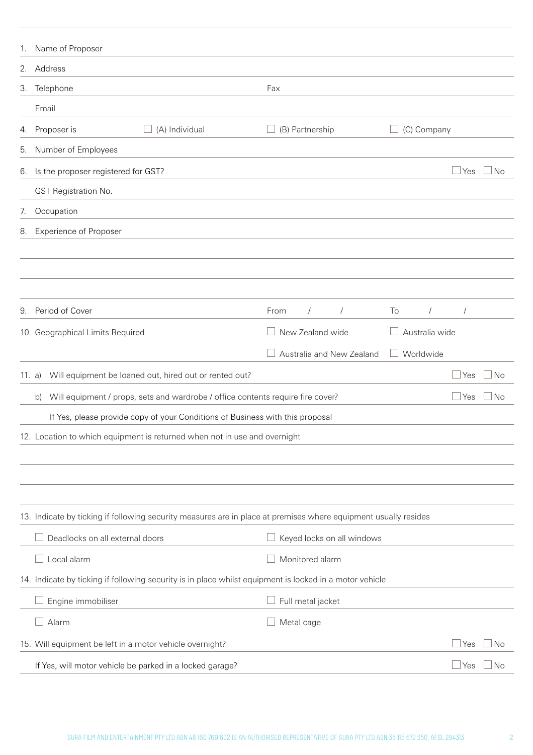1. Name of Proposer

2. Address

3. Telephone &nbsp;&nbsp;&nbsp;&nbsp; Fax

   Email

4. Proposer is &nbsp;&nbsp; ☐ (A) Individual &nbsp;&nbsp; ☐ (B) Partnership &nbsp;&nbsp; ☐ (C) Company

5. Number of Employees

6. Is the proposer registered for GST? ☐ Yes ☐ No

   GST Registration No.

7. Occupation

8. Experience of Proposer

9. Period of Cover &nbsp;&nbsp; From &nbsp; / &nbsp; / &nbsp;&nbsp; To &nbsp; / &nbsp; /

10. Geographical Limits Required &nbsp;&nbsp; ☐ New Zealand wide &nbsp;&nbsp; ☐ Australia wide &nbsp;&nbsp; ☐ Australia and New Zealand &nbsp;&nbsp; ☐ Worldwide

11. a) Will equipment be loaned out, hired out or rented out? ☐ Yes ☐ No

    b) Will equipment / props, sets and wardrobe / office contents require fire cover? ☐ Yes ☐ No

    If Yes, please provide copy of your Conditions of Business with this proposal

12. Location to which equipment is returned when not in use and overnight

13. Indicate by ticking if following security measures are in place at premises where equipment usually resides

    ☐ Deadlocks on all external doors &nbsp;&nbsp; ☐ Keyed locks on all windows

    ☐ Local alarm &nbsp;&nbsp; ☐ Monitored alarm

14. Indicate by ticking if following security is in place whilst equipment is locked in a motor vehicle

    ☐ Engine immobiliser &nbsp;&nbsp; ☐ Full metal jacket

    ☐ Alarm &nbsp;&nbsp; ☐ Metal cage

15. Will equipment be left in a motor vehicle overnight? ☐ Yes ☐ No

    If Yes, will motor vehicle be parked in a locked garage? ☐ Yes ☐ No

SURA FILM AND ENTERTAINMENT PTY LTD ABN 48 160 769 602 IS AN AUTHORISED REPRESENTATIVE OF SURA PTY LTD ABN 36 115 672 350, AFSL 294313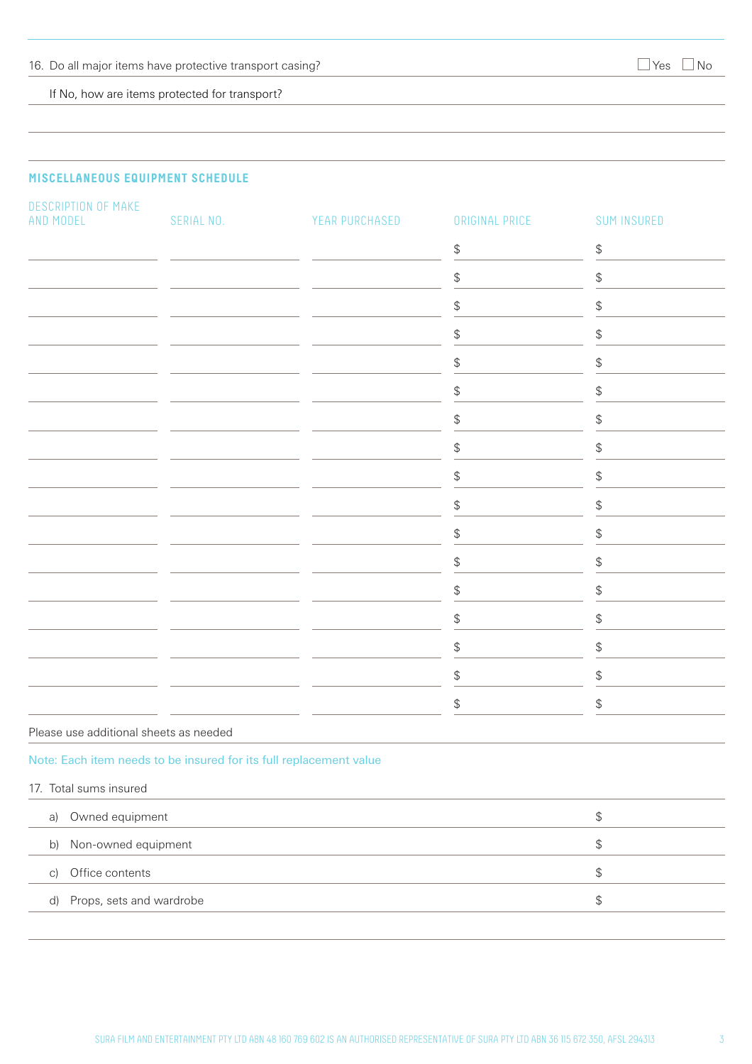16. Do all major items have protective transport casing? ☐ Yes ☐ No

If No, how are items protected for transport?

## MISCELLANEOUS EQUIPMENT SCHEDULE

| DESCRIPTION OF MAKE AND MODEL | SERIAL NO. | YEAR PURCHASED | ORIGINAL PRICE | SUM INSURED |
|---|---|---|---|---|
| | | | $ | $ |
| | | | $ | $ |
| | | | $ | $ |
| | | | $ | $ |
| | | | $ | $ |
| | | | $ | $ |
| | | | $ | $ |
| | | | $ | $ |
| | | | $ | $ |
| | | | $ | $ |
| | | | $ | $ |
| | | | $ | $ |
| | | | $ | $ |
| | | | $ | $ |
| | | | $ | $ |
| | | | $ | $ |
| | | | $ | $ |

Please use additional sheets as needed

Note: Each item needs to be insured for its full replacement value

17. Total sums insured

| | |
|---|---|
| a) Owned equipment | $ |
| b) Non-owned equipment | $ |
| c) Office contents | $ |
| d) Props, sets and wardrobe | $ |

SURA FILM AND ENTERTAINMENT PTY LTD ABN 48 160 769 602 IS AN AUTHORISED REPRESENTATIVE OF SURA PTY LTD ABN 36 115 672 350, AFSL 294313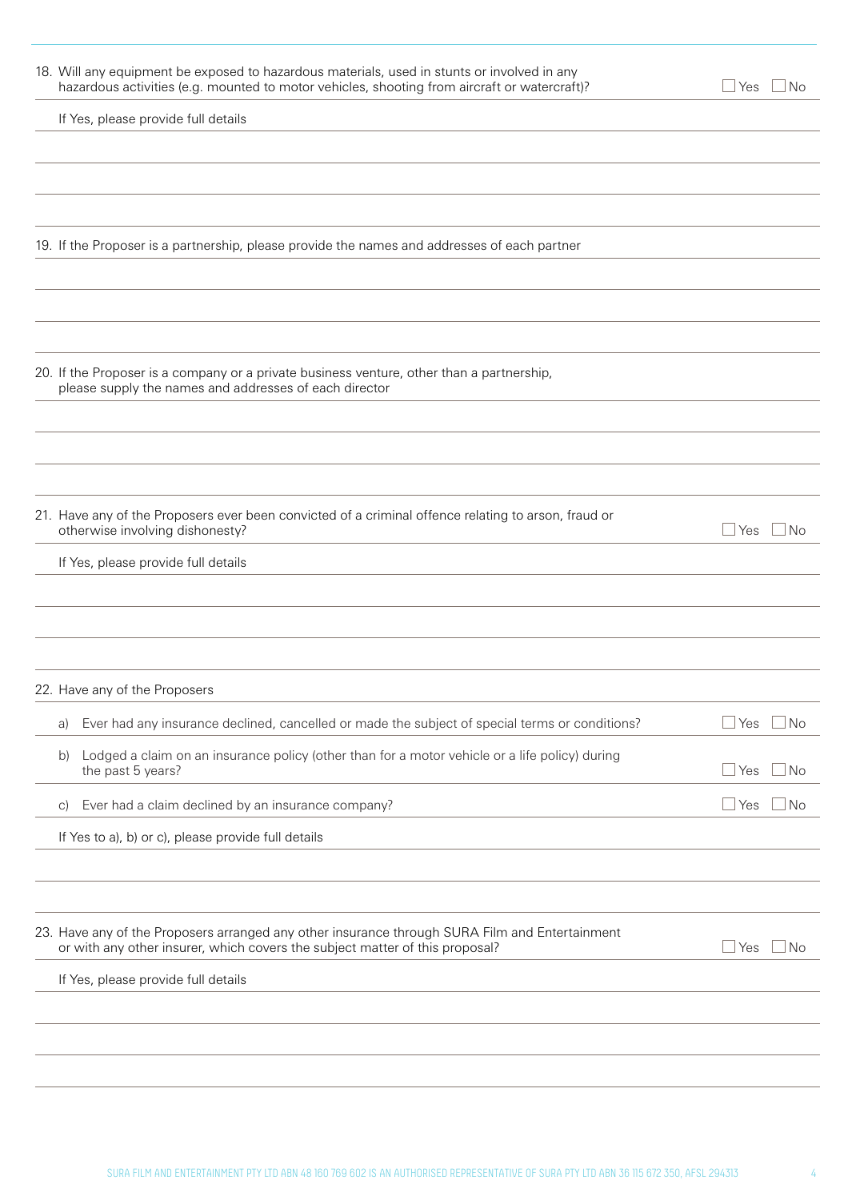18. Will any equipment be exposed to hazardous materials, used in stunts or involved in any hazardous activities (e.g. mounted to motor vehicles, shooting from aircraft or watercraft)? ☐ Yes ☐ No

If Yes, please provide full details

19. If the Proposer is a partnership, please provide the names and addresses of each partner

20. If the Proposer is a company or a private business venture, other than a partnership, please supply the names and addresses of each director

21. Have any of the Proposers ever been convicted of a criminal offence relating to arson, fraud or otherwise involving dishonesty? ☐ Yes ☐ No

If Yes, please provide full details

22. Have any of the Proposers

a) Ever had any insurance declined, cancelled or made the subject of special terms or conditions? ☐ Yes ☐ No

b) Lodged a claim on an insurance policy (other than for a motor vehicle or a life policy) during the past 5 years? ☐ Yes ☐ No

c) Ever had a claim declined by an insurance company? ☐ Yes ☐ No

If Yes to a), b) or c), please provide full details

23. Have any of the Proposers arranged any other insurance through SURA Film and Entertainment or with any other insurer, which covers the subject matter of this proposal? ☐ Yes ☐ No

If Yes, please provide full details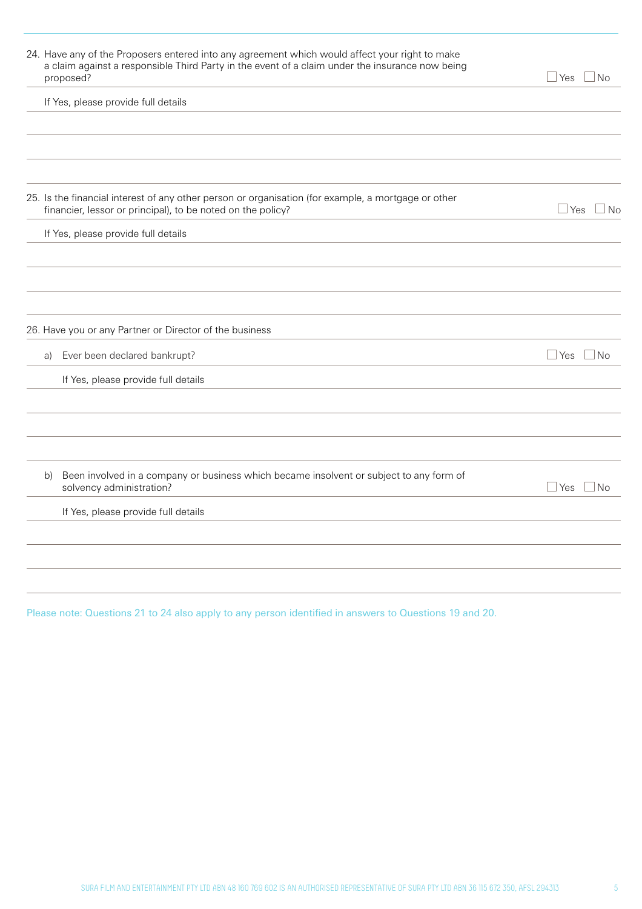24. Have any of the Proposers entered into any agreement which would affect your right to make a claim against a responsible Third Party in the event of a claim under the insurance now being proposed? ☐ Yes ☐ No

If Yes, please provide full details

25. Is the financial interest of any other person or organisation (for example, a mortgage or other financier, lessor or principal), to be noted on the policy? ☐ Yes ☐ No

If Yes, please provide full details

26. Have you or any Partner or Director of the business

a) Ever been declared bankrupt? ☐ Yes ☐ No

If Yes, please provide full details

b) Been involved in a company or business which became insolvent or subject to any form of solvency administration? ☐ Yes ☐ No

If Yes, please provide full details

Please note: Questions 21 to 24 also apply to any person identified in answers to Questions 19 and 20.

SURA FILM AND ENTERTAINMENT PTY LTD ABN 48 160 769 602 IS AN AUTHORISED REPRESENTATIVE OF SURA PTY LTD ABN 36 115 672 350, AFSL 294313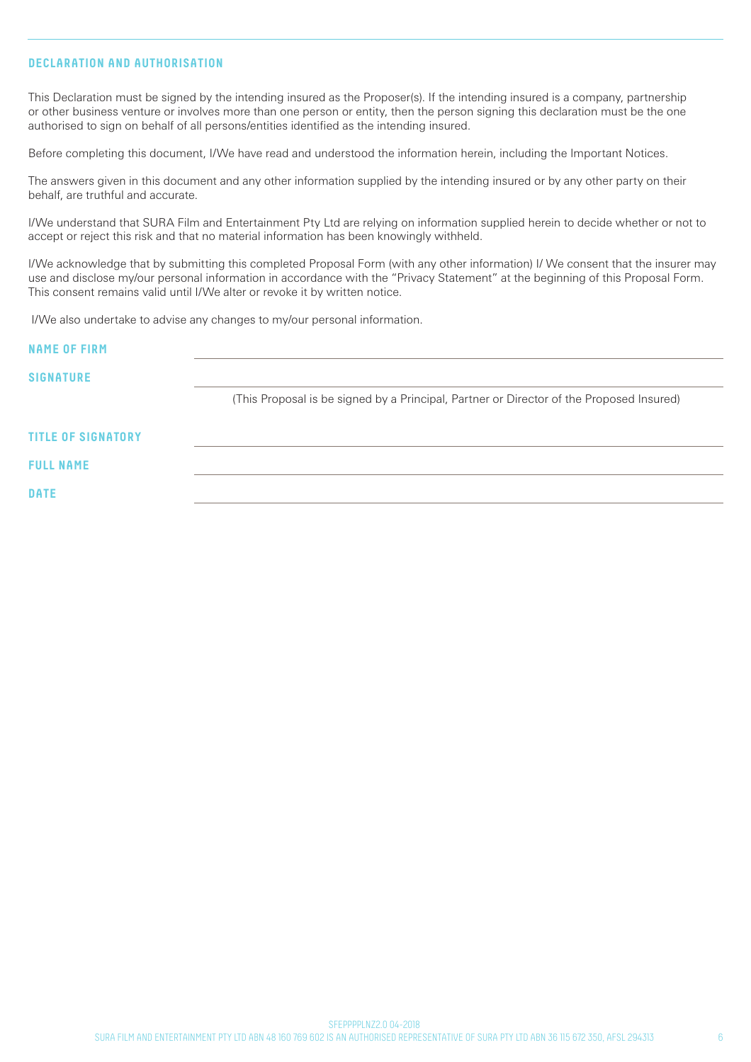## DECLARATION AND AUTHORISATION

This Declaration must be signed by the intending insured as the Proposer(s). If the intending insured is a company, partnership or other business venture or involves more than one person or entity, then the person signing this declaration must be the one authorised to sign on behalf of all persons/entities identified as the intending insured.

Before completing this document, I/We have read and understood the information herein, including the Important Notices.

The answers given in this document and any other information supplied by the intending insured or by any other party on their behalf, are truthful and accurate.

I/We understand that SURA Film and Entertainment Pty Ltd are relying on information supplied herein to decide whether or not to accept or reject this risk and that no material information has been knowingly withheld.

I/We acknowledge that by submitting this completed Proposal Form (with any other information) I/ We consent that the insurer may use and disclose my/our personal information in accordance with the "Privacy Statement" at the beginning of this Proposal Form. This consent remains valid until I/We alter or revoke it by written notice.

I/We also undertake to advise any changes to my/our personal information.

**NAME OF FIRM** ______________________________

**SIGNATURE** ______________________________

(This Proposal is be signed by a Principal, Partner or Director of the Proposed Insured)

**TITLE OF SIGNATORY** ______________________________

**FULL NAME** ______________________________

**DATE** ______________________________

SFEPPPPLNZ2.0 04-2018

SURA FILM AND ENTERTAINMENT PTY LTD ABN 48 160 769 602 IS AN AUTHORISED REPRESENTATIVE OF SURA PTY LTD ABN 36 115 672 350, AFSL 294313